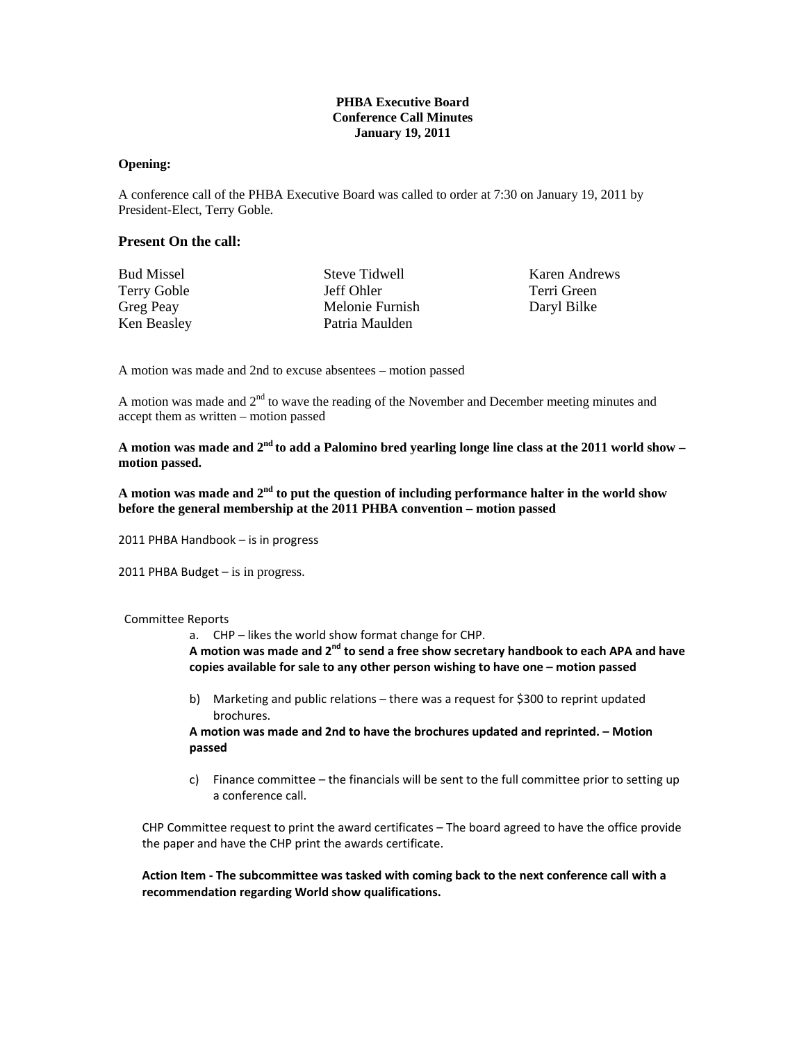**PHBA Executive Board**
**Conference Call Minutes**
**January 19, 2011**

**Opening:**

A conference call of the PHBA Executive Board was called to order at 7:30 on January 19, 2011 by President-Elect, Terry Goble.

### Present On the call:

| | | |
|---|---|---|
| Bud Missel | Steve Tidwell | Karen Andrews |
| Terry Goble | Jeff Ohler | Terri Green |
| Greg Peay | Melonie Furnish | Daryl Bilke |
| Ken Beasley | Patria Maulden | |

A motion was made and 2nd to excuse absentees – motion passed

A motion was made and 2nd to wave the reading of the November and December meeting minutes and accept them as written – motion passed

**A motion was made and 2nd to add a Palomino bred yearling longe line class at the 2011 world show – motion passed.**

**A motion was made and 2nd to put the question of including performance halter in the world show before the general membership at the 2011 PHBA convention – motion passed**

2011 PHBA Handbook – is in progress

2011 PHBA Budget – is in progress.

Committee Reports

a. CHP – likes the world show format change for CHP.
   **A motion was made and 2nd to send a free show secretary handbook to each APA and have copies available for sale to any other person wishing to have one – motion passed**

b) Marketing and public relations – there was a request for $300 to reprint updated brochures.
   **A motion was made and 2nd to have the brochures updated and reprinted. – Motion passed**

c) Finance committee – the financials will be sent to the full committee prior to setting up a conference call.

CHP Committee request to print the award certificates – The board agreed to have the office provide the paper and have the CHP print the awards certificate.

**Action Item - The subcommittee was tasked with coming back to the next conference call with a recommendation regarding World show qualifications.**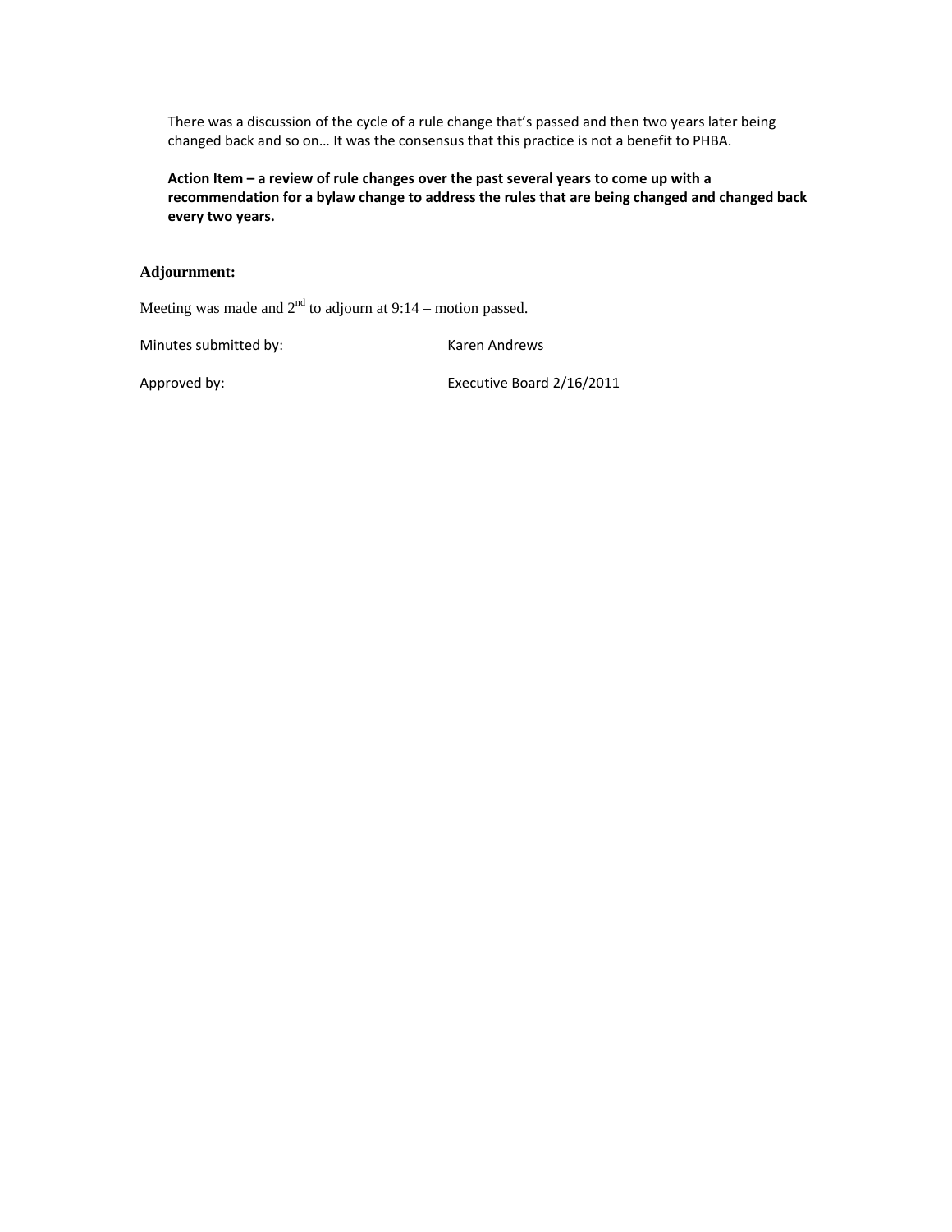There was a discussion of the cycle of a rule change that's passed and then two years later being changed back and so on… It was the consensus that this practice is not a benefit to PHBA.

**Action Item – a review of rule changes over the past several years to come up with a recommendation for a bylaw change to address the rules that are being changed and changed back every two years.**

### Adjournment:

Meeting was made and 2nd to adjourn at 9:14 – motion passed.

| | |
|---|---|
| Minutes submitted by: | Karen Andrews |
| Approved by: | Executive Board 2/16/2011 |